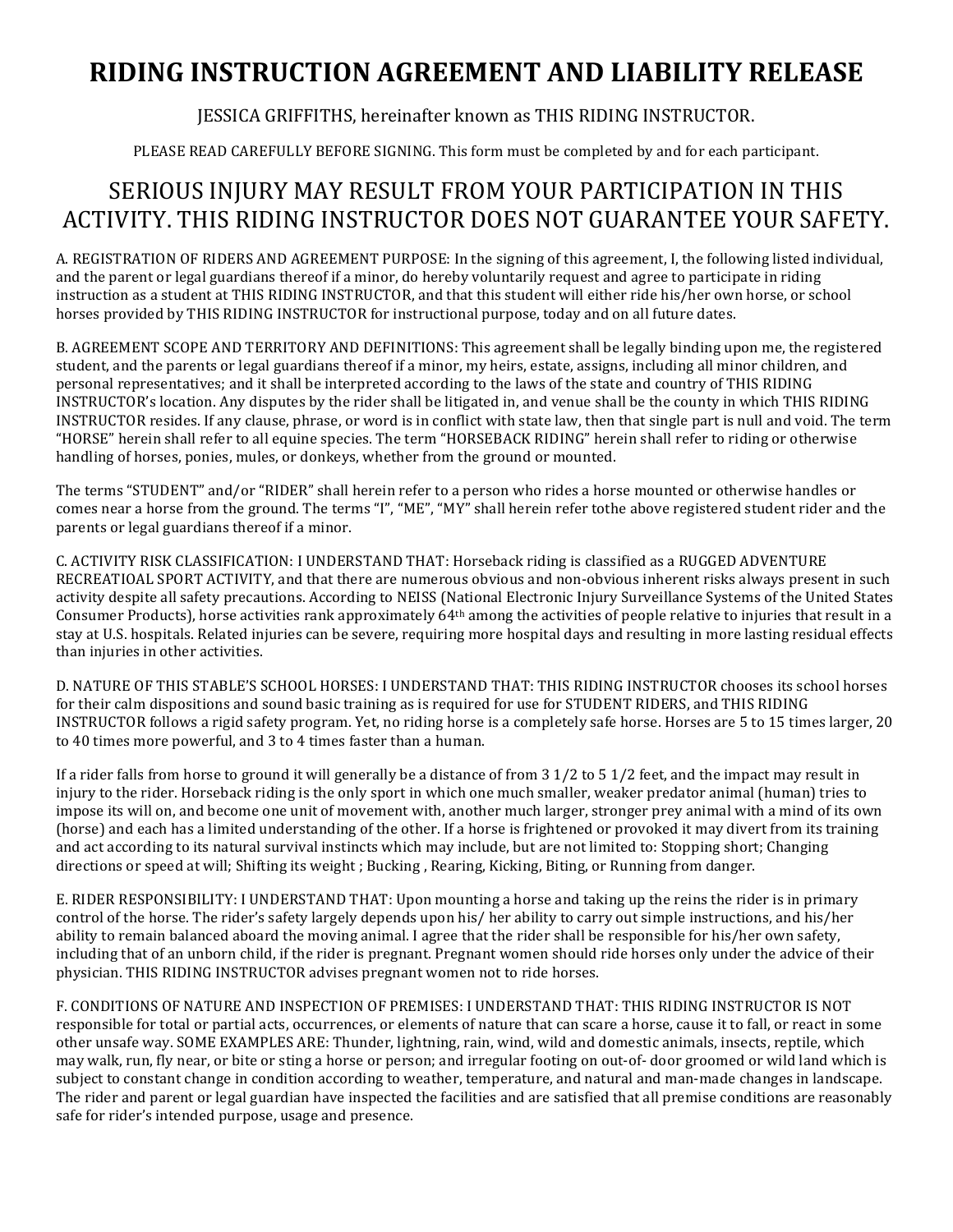# RIDING INSTRUCTION AGREEMENT AND LIABILITY RELEASE

JESSICA GRIFFITHS, hereinafter known as THIS RIDING INSTRUCTOR.

PLEASE READ CAREFULLY BEFORE SIGNING. This form must be completed by and for each participant.

## SERIOUS INJURY MAY RESULT FROM YOUR PARTICIPATION IN THIS ACTIVITY. THIS RIDING INSTRUCTOR DOES NOT GUARANTEE YOUR SAFETY.

A. REGISTRATION OF RIDERS AND AGREEMENT PURPOSE: In the signing of this agreement, I, the following listed individual, and the parent or legal guardians thereof if a minor, do hereby voluntarily request and agree to participate in riding instruction as a student at THIS RIDING INSTRUCTOR, and that this student will either ride his/her own horse, or school horses provided by THIS RIDING INSTRUCTOR for instructional purpose, today and on all future dates.

B. AGREEMENT SCOPE AND TERRITORY AND DEFINITIONS: This agreement shall be legally binding upon me, the registered student, and the parents or legal guardians thereof if a minor, my heirs, estate, assigns, including all minor children, and personal representatives; and it shall be interpreted according to the laws of the state and country of THIS RIDING INSTRUCTOR's location. Any disputes by the rider shall be litigated in, and venue shall be the county in which THIS RIDING INSTRUCTOR resides. If any clause, phrase, or word is in conflict with state law, then that single part is null and void. The term "HORSE" herein shall refer to all equine species. The term "HORSEBACK RIDING" herein shall refer to riding or otherwise handling of horses, ponies, mules, or donkeys, whether from the ground or mounted.

The terms "STUDENT" and/or "RIDER" shall herein refer to a person who rides a horse mounted or otherwise handles or comes near a horse from the ground. The terms "I", "ME", "MY" shall herein refer tothe above registered student rider and the parents or legal guardians thereof if a minor.

C. ACTIVITY RISK CLASSIFICATION: I UNDERSTAND THAT: Horseback riding is classified as a RUGGED ADVENTURE RECREATIOAL SPORT ACTIVITY, and that there are numerous obvious and non-obvious inherent risks always present in such activity despite all safety precautions. According to NEISS (National Electronic Injury Surveillance Systems of the United States Consumer Products), horse activities rank approximately 64th among the activities of people relative to injuries that result in a stay at U.S. hospitals. Related injuries can be severe, requiring more hospital days and resulting in more lasting residual effects than injuries in other activities.

D. NATURE OF THIS STABLE'S SCHOOL HORSES: I UNDERSTAND THAT: THIS RIDING INSTRUCTOR chooses its school horses for their calm dispositions and sound basic training as is required for use for STUDENT RIDERS, and THIS RIDING INSTRUCTOR follows a rigid safety program. Yet, no riding horse is a completely safe horse. Horses are 5 to 15 times larger, 20 to 40 times more powerful, and 3 to 4 times faster than a human.

If a rider falls from horse to ground it will generally be a distance of from 3 1/2 to 5 1/2 feet, and the impact may result in injury to the rider. Horseback riding is the only sport in which one much smaller, weaker predator animal (human) tries to impose its will on, and become one unit of movement with, another much larger, stronger prey animal with a mind of its own (horse) and each has a limited understanding of the other. If a horse is frightened or provoked it may divert from its training and act according to its natural survival instincts which may include, but are not limited to: Stopping short; Changing directions or speed at will; Shifting its weight ; Bucking , Rearing, Kicking, Biting, or Running from danger.

E. RIDER RESPONSIBILITY: I UNDERSTAND THAT: Upon mounting a horse and taking up the reins the rider is in primary control of the horse. The rider's safety largely depends upon his/ her ability to carry out simple instructions, and his/her ability to remain balanced aboard the moving animal. I agree that the rider shall be responsible for his/her own safety, including that of an unborn child, if the rider is pregnant. Pregnant women should ride horses only under the advice of their physician. THIS RIDING INSTRUCTOR advises pregnant women not to ride horses.

F. CONDITIONS OF NATURE AND INSPECTION OF PREMISES: I UNDERSTAND THAT: THIS RIDING INSTRUCTOR IS NOT responsible for total or partial acts, occurrences, or elements of nature that can scare a horse, cause it to fall, or react in some other unsafe way. SOME EXAMPLES ARE: Thunder, lightning, rain, wind, wild and domestic animals, insects, reptile, which may walk, run, fly near, or bite or sting a horse or person; and irregular footing on out-of- door groomed or wild land which is subject to constant change in condition according to weather, temperature, and natural and man-made changes in landscape. The rider and parent or legal guardian have inspected the facilities and are satisfied that all premise conditions are reasonably safe for rider's intended purpose, usage and presence.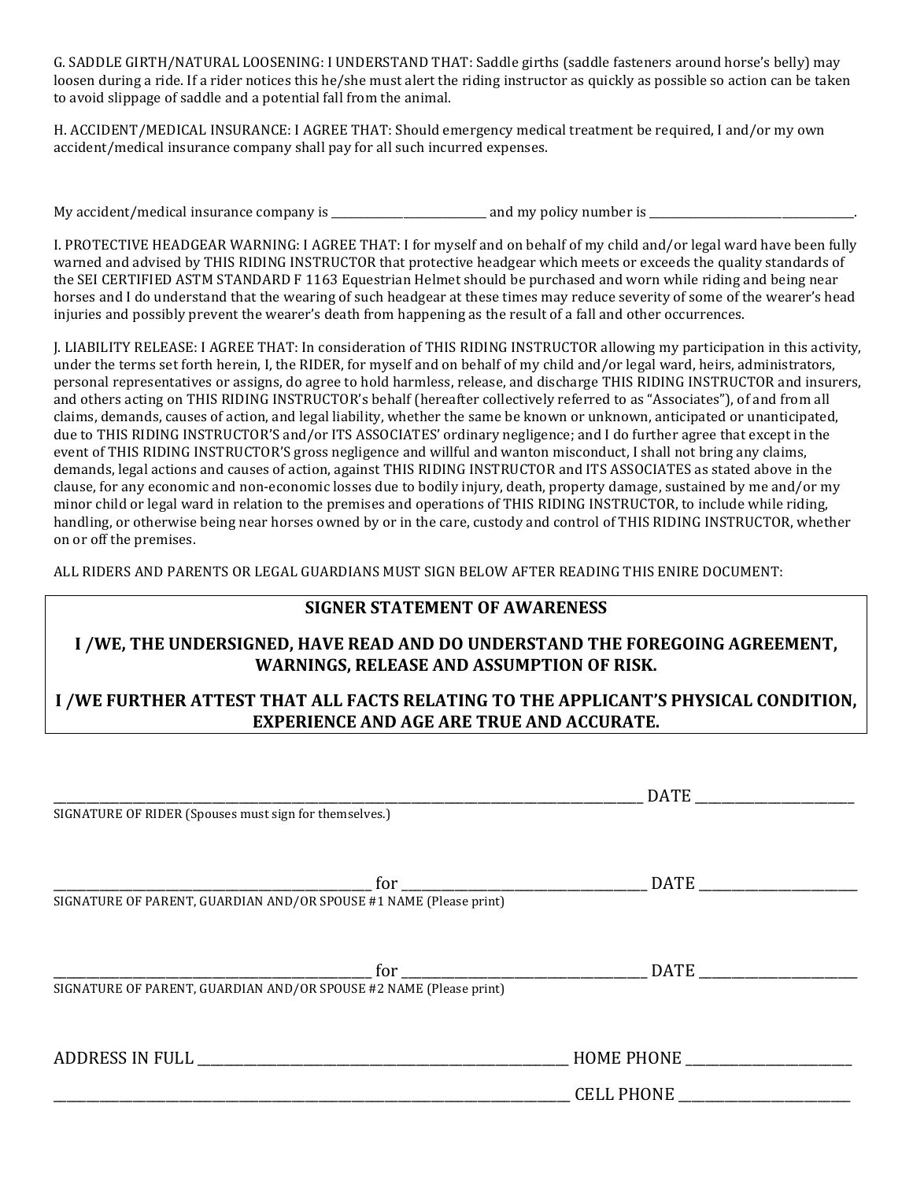G. SADDLE GIRTH/NATURAL LOOSENING: I UNDERSTAND THAT: Saddle girths (saddle fasteners around horse's belly) may loosen during a ride. If a rider notices this he/she must alert the riding instructor as quickly as possible so action can be taken to avoid slippage of saddle and a potential fall from the animal.

H. ACCIDENT/MEDICAL INSURANCE: I AGREE THAT: Should emergency medical treatment be required, I and/or my own accident/medical insurance company shall pay for all such incurred expenses.

My accident/medical insurance company is ____________________________ and my policy number is ____________________________________.

I. PROTECTIVE HEADGEAR WARNING: I AGREE THAT: I for myself and on behalf of my child and/or legal ward have been fully warned and advised by THIS RIDING INSTRUCTOR that protective headgear which meets or exceeds the quality standards of the SEI CERTIFIED ASTM STANDARD F 1163 Equestrian Helmet should be purchased and worn while riding and being near horses and I do understand that the wearing of such headgear at these times may reduce severity of some of the wearer's head injuries and possibly prevent the wearer's death from happening as the result of a fall and other occurrences.

J. LIABILITY RELEASE: I AGREE THAT: In consideration of THIS RIDING INSTRUCTOR allowing my participation in this activity, under the terms set forth herein, I, the RIDER, for myself and on behalf of my child and/or legal ward, heirs, administrators, personal representatives or assigns, do agree to hold harmless, release, and discharge THIS RIDING INSTRUCTOR and insurers, and others acting on THIS RIDING INSTRUCTOR's behalf (hereafter collectively referred to as "Associates"), of and from all claims, demands, causes of action, and legal liability, whether the same be known or unknown, anticipated or unanticipated, due to THIS RIDING INSTRUCTOR'S and/or ITS ASSOCIATES' ordinary negligence; and I do further agree that except in the event of THIS RIDING INSTRUCTOR'S gross negligence and willful and wanton misconduct, I shall not bring any claims, demands, legal actions and causes of action, against THIS RIDING INSTRUCTOR and ITS ASSOCIATES as stated above in the clause, for any economic and non-economic losses due to bodily injury, death, property damage, sustained by me and/or my minor child or legal ward in relation to the premises and operations of THIS RIDING INSTRUCTOR, to include while riding, handling, or otherwise being near horses owned by or in the care, custody and control of THIS RIDING INSTRUCTOR, whether on or off the premises.

ALL RIDERS AND PARENTS OR LEGAL GUARDIANS MUST SIGN BELOW AFTER READING THIS ENIRE DOCUMENT:

**SIGNER STATEMENT OF AWARENESS**

**I /WE, THE UNDERSIGNED, HAVE READ AND DO UNDERSTAND THE FOREGOING AGREEMENT, WARNINGS, RELEASE AND ASSUMPTION OF RISK.**

**I /WE FURTHER ATTEST THAT ALL FACTS RELATING TO THE APPLICANT'S PHYSICAL CONDITION, EXPERIENCE AND AGE ARE TRUE AND ACCURATE.**

______________________________________________________________________________ DATE ____________________

SIGNATURE OF RIDER (Spouses must sign for themselves.)

_______________________________________ for ______________________________ DATE ___________________

SIGNATURE OF PARENT, GUARDIAN AND/OR SPOUSE #1 NAME (Please print)

_______________________________________ for ______________________________ DATE ___________________

SIGNATURE OF PARENT, GUARDIAN AND/OR SPOUSE #2 NAME (Please print)

ADDRESS IN FULL _____________________________________________ HOME PHONE ___________________

_____________________________________________________________ CELL PHONE ___________________